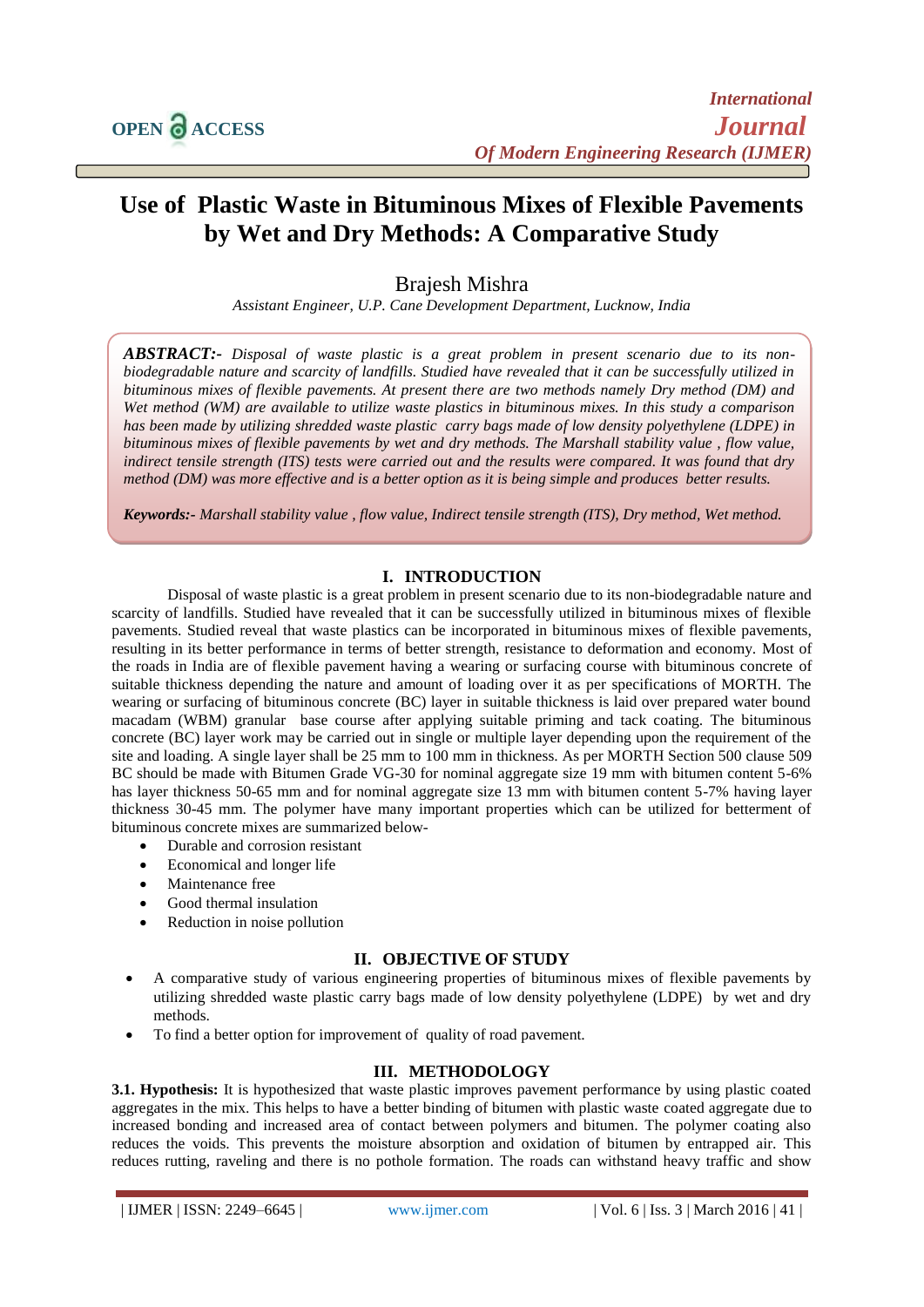# Use of Plastic Waste in Bituminous Mixes of Flexible Pavements by Wet and Dry Methods: A Comparative Study

Brajesh Mishra

*Assistant Engineer, U.P. Cane Development Department, Lucknow, India*

***ABSTRACT:-*** *Disposal of waste plastic is a great problem in present scenario due to its non-biodegradable nature and scarcity of landfills. Studied have revealed that it can be successfully utilized in bituminous mixes of flexible pavements. At present there are two methods namely Dry method (DM) and Wet method (WM) are available to utilize waste plastics in bituminous mixes. In this study a comparison has been made by utilizing shredded waste plastic carry bags made of low density polyethylene (LDPE) in bituminous mixes of flexible pavements by wet and dry methods. The Marshall stability value , flow value, indirect tensile strength (ITS) tests were carried out and the results were compared. It was found that dry method (DM) was more effective and is a better option as it is being simple and produces better results.*

***Keywords:-*** *Marshall stability value , flow value, Indirect tensile strength (ITS), Dry method, Wet method.*

## I. INTRODUCTION

Disposal of waste plastic is a great problem in present scenario due to its non-biodegradable nature and scarcity of landfills. Studied have revealed that it can be successfully utilized in bituminous mixes of flexible pavements. Studied reveal that waste plastics can be incorporated in bituminous mixes of flexible pavements, resulting in its better performance in terms of better strength, resistance to deformation and economy. Most of the roads in India are of flexible pavement having a wearing or surfacing course with bituminous concrete of suitable thickness depending the nature and amount of loading over it as per specifications of MORTH. The wearing or surfacing of bituminous concrete (BC) layer in suitable thickness is laid over prepared water bound macadam (WBM) granular base course after applying suitable priming and tack coating. The bituminous concrete (BC) layer work may be carried out in single or multiple layer depending upon the requirement of the site and loading. A single layer shall be 25 mm to 100 mm in thickness. As per MORTH Section 500 clause 509 BC should be made with Bitumen Grade VG-30 for nominal aggregate size 19 mm with bitumen content 5-6% has layer thickness 50-65 mm and for nominal aggregate size 13 mm with bitumen content 5-7% having layer thickness 30-45 mm. The polymer have many important properties which can be utilized for betterment of bituminous concrete mixes are summarized below-

- Durable and corrosion resistant
- Economical and longer life
- Maintenance free
- Good thermal insulation
- Reduction in noise pollution

## II. OBJECTIVE OF STUDY

- A comparative study of various engineering properties of bituminous mixes of flexible pavements by utilizing shredded waste plastic carry bags made of low density polyethylene (LDPE) by wet and dry methods.
- To find a better option for improvement of quality of road pavement.

## III. METHODOLOGY

**3.1. Hypothesis:** It is hypothesized that waste plastic improves pavement performance by using plastic coated aggregates in the mix. This helps to have a better binding of bitumen with plastic waste coated aggregate due to increased bonding and increased area of contact between polymers and bitumen. The polymer coating also reduces the voids. This prevents the moisture absorption and oxidation of bitumen by entrapped air. This reduces rutting, raveling and there is no pothole formation. The roads can withstand heavy traffic and show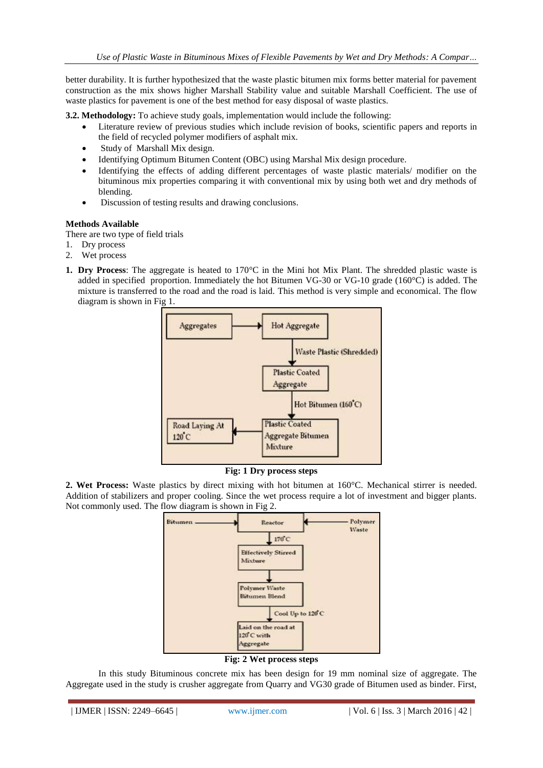better durability. It is further hypothesized that the waste plastic bitumen mix forms better material for pavement construction as the mix shows higher Marshall Stability value and suitable Marshall Coefficient. The use of waste plastics for pavement is one of the best method for easy disposal of waste plastics.

**3.2. Methodology:** To achieve study goals, implementation would include the following:

- Literature review of previous studies which include revision of books, scientific papers and reports in the field of recycled polymer modifiers of asphalt mix.
- Study of Marshall Mix design.
- Identifying Optimum Bitumen Content (OBC) using Marshal Mix design procedure.
- Identifying the effects of adding different percentages of waste plastic materials/ modifier on the bituminous mix properties comparing it with conventional mix by using both wet and dry methods of blending.
- Discussion of testing results and drawing conclusions.

**Methods Available**

There are two type of field trials

1. Dry process
2. Wet process

**1. Dry Process**: The aggregate is heated to 170°C in the Mini hot Mix Plant. The shredded plastic waste is added in specified proportion. Immediately the hot Bitumen VG-30 or VG-10 grade (160°C) is added. The mixture is transferred to the road and the road is laid. This method is very simple and economical. The flow diagram is shown in Fig 1.

**Fig: 1 Dry process steps**

**2. Wet Process:** Waste plastics by direct mixing with hot bitumen at 160°C. Mechanical stirrer is needed. Addition of stabilizers and proper cooling. Since the wet process require a lot of investment and bigger plants. Not commonly used. The flow diagram is shown in Fig 2.

**Fig: 2 Wet process steps**

In this study Bituminous concrete mix has been design for 19 mm nominal size of aggregate. The Aggregate used in the study is crusher aggregate from Quarry and VG30 grade of Bitumen used as binder. First,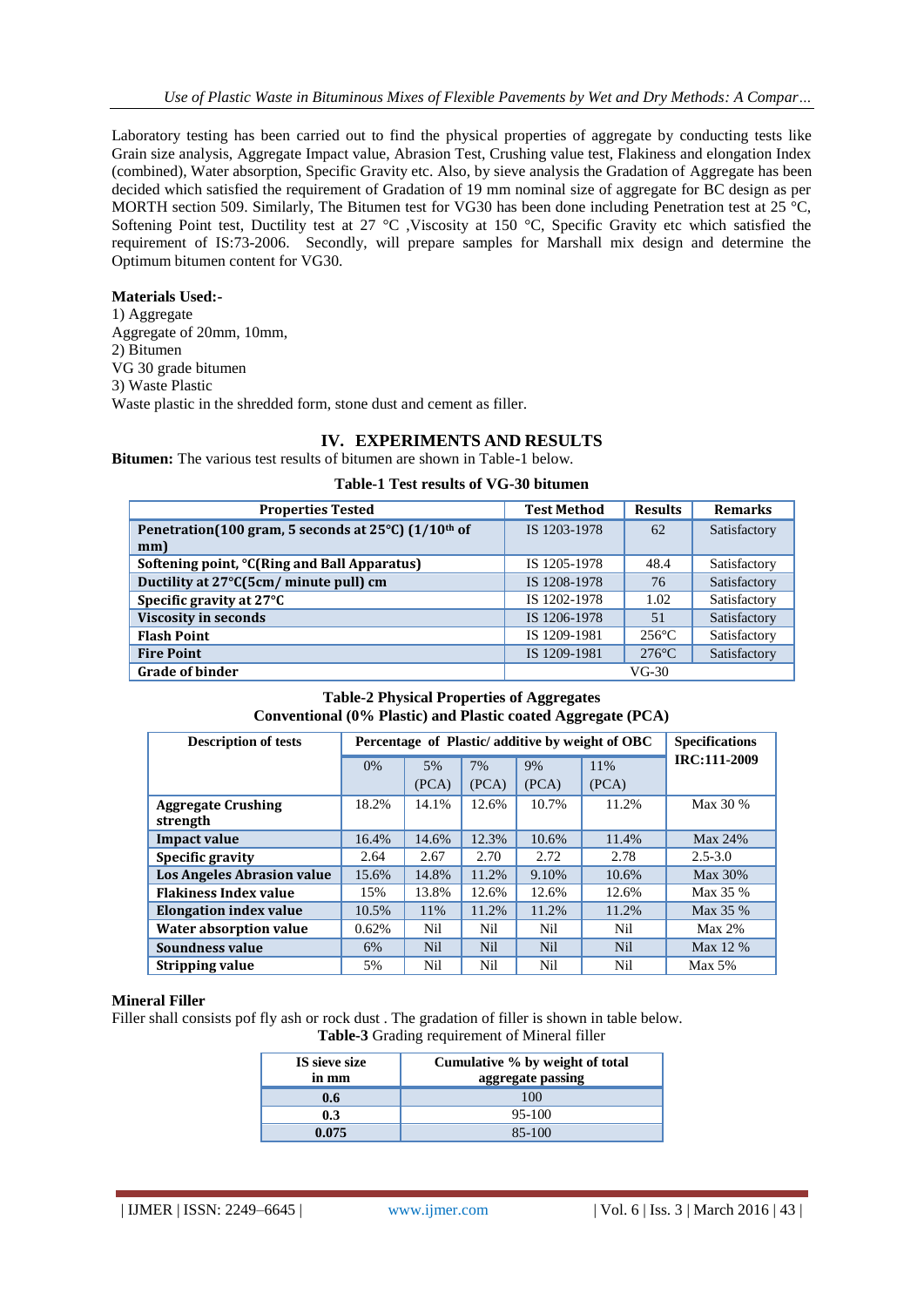Laboratory testing has been carried out to find the physical properties of aggregate by conducting tests like Grain size analysis, Aggregate Impact value, Abrasion Test, Crushing value test, Flakiness and elongation Index (combined), Water absorption, Specific Gravity etc. Also, by sieve analysis the Gradation of Aggregate has been decided which satisfied the requirement of Gradation of 19 mm nominal size of aggregate for BC design as per MORTH section 509. Similarly, The Bitumen test for VG30 has been done including Penetration test at 25 °C, Softening Point test, Ductility test at 27 °C ,Viscosity at 150 °C, Specific Gravity etc which satisfied the requirement of IS:73-2006. Secondly, will prepare samples for Marshall mix design and determine the Optimum bitumen content for VG30.

**Materials Used:-**

1) Aggregate
Aggregate of 20mm, 10mm,
2) Bitumen
VG 30 grade bitumen
3) Waste Plastic
Waste plastic in the shredded form, stone dust and cement as filler.

## IV. EXPERIMENTS AND RESULTS

**Bitumen:** The various test results of bitumen are shown in Table-1 below.

**Table-1 Test results of VG-30 bitumen**

| Properties Tested | Test Method | Results | Remarks |
|---|---|---|---|
| **Penetration(100 gram, 5 seconds at 25°C) (1/10th of mm)** | IS 1203-1978 | 62 | Satisfactory |
| **Softening point, °C(Ring and Ball Apparatus)** | IS 1205-1978 | 48.4 | Satisfactory |
| **Ductility at 27°C(5cm/ minute pull) cm** | IS 1208-1978 | 76 | Satisfactory |
| **Specific gravity at 27°C** | IS 1202-1978 | 1.02 | Satisfactory |
| **Viscosity in seconds** | IS 1206-1978 | 51 | Satisfactory |
| **Flash Point** | IS 1209-1981 | 256°C | Satisfactory |
| **Fire Point** | IS 1209-1981 | 276°C | Satisfactory |
| **Grade of binder** | VG-30 | | |

**Table-2 Physical Properties of Aggregates**
**Conventional (0% Plastic) and Plastic coated Aggregate (PCA)**

| Description of tests | Percentage of Plastic/ additive by weight of OBC | | | | | Specifications IRC:111-2009 |
|---|---|---|---|---|---|---|
| | 0% | 5% (PCA) | 7% (PCA) | 9% (PCA) | 11% (PCA) | |
| **Aggregate Crushing strength** | 18.2% | 14.1% | 12.6% | 10.7% | 11.2% | Max 30 % |
| **Impact value** | 16.4% | 14.6% | 12.3% | 10.6% | 11.4% | Max 24% |
| **Specific gravity** | 2.64 | 2.67 | 2.70 | 2.72 | 2.78 | 2.5-3.0 |
| **Los Angeles Abrasion value** | 15.6% | 14.8% | 11.2% | 9.10% | 10.6% | Max 30% |
| **Flakiness Index value** | 15% | 13.8% | 12.6% | 12.6% | 12.6% | Max 35 % |
| **Elongation index value** | 10.5% | 11% | 11.2% | 11.2% | 11.2% | Max 35 % |
| **Water absorption value** | 0.62% | Nil | Nil | Nil | Nil | Max 2% |
| **Soundness value** | 6% | Nil | Nil | Nil | Nil | Max 12 % |
| **Stripping value** | 5% | Nil | Nil | Nil | Nil | Max 5% |

**Mineral Filler**

Filler shall consists pof fly ash or rock dust . The gradation of filler is shown in table below.

**Table-3** Grading requirement of Mineral filler

| IS sieve size in mm | Cumulative % by weight of total aggregate passing |
|---|---|
| **0.6** | 100 |
| **0.3** | 95-100 |
| **0.075** | 85-100 |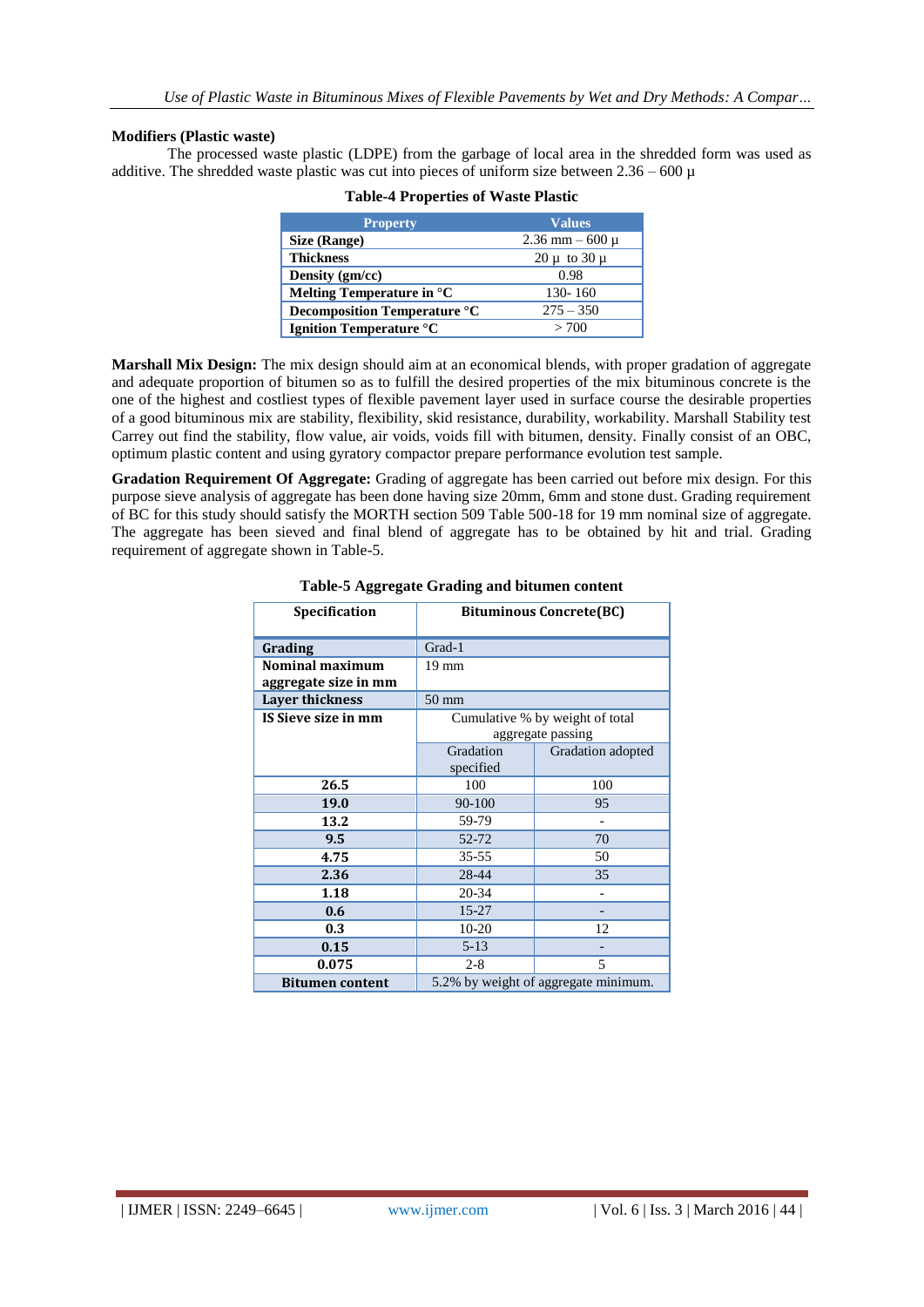**Modifiers (Plastic waste)**

The processed waste plastic (LDPE) from the garbage of local area in the shredded form was used as additive. The shredded waste plastic was cut into pieces of uniform size between 2.36 – 600 µ

**Table-4 Properties of Waste Plastic**

| Property | Values |
|---|---|
| **Size (Range)** | 2.36 mm – 600 µ |
| **Thickness** | 20 µ to 30 µ |
| **Density (gm/cc)** | 0.98 |
| **Melting Temperature in °C** | 130- 160 |
| **Decomposition Temperature °C** | 275 – 350 |
| **Ignition Temperature °C** | > 700 |

**Marshall Mix Design:** The mix design should aim at an economical blends, with proper gradation of aggregate and adequate proportion of bitumen so as to fulfill the desired properties of the mix bituminous concrete is the one of the highest and costliest types of flexible pavement layer used in surface course the desirable properties of a good bituminous mix are stability, flexibility, skid resistance, durability, workability. Marshall Stability test Carrey out find the stability, flow value, air voids, voids fill with bitumen, density. Finally consist of an OBC, optimum plastic content and using gyratory compactor prepare performance evolution test sample.

**Gradation Requirement Of Aggregate:** Grading of aggregate has been carried out before mix design. For this purpose sieve analysis of aggregate has been done having size 20mm, 6mm and stone dust. Grading requirement of BC for this study should satisfy the MORTH section 509 Table 500-18 for 19 mm nominal size of aggregate. The aggregate has been sieved and final blend of aggregate has to be obtained by hit and trial. Grading requirement of aggregate shown in Table-5.

**Table-5 Aggregate Grading and bitumen content**

| Specification | Bituminous Concrete(BC) | |
|---|---|---|
| **Grading** | Grad-1 | |
| **Nominal maximum aggregate size in mm** | 19 mm | |
| **Layer thickness** | 50 mm | |
| **IS Sieve size in mm** | Cumulative % by weight of total aggregate passing | |
| | Gradation specified | Gradation adopted |
| **26.5** | 100 | 100 |
| **19.0** | 90-100 | 95 |
| **13.2** | 59-79 | - |
| **9.5** | 52-72 | 70 |
| **4.75** | 35-55 | 50 |
| **2.36** | 28-44 | 35 |
| **1.18** | 20-34 | - |
| **0.6** | 15-27 | - |
| **0.3** | 10-20 | 12 |
| **0.15** | 5-13 | - |
| **0.075** | 2-8 | 5 |
| **Bitumen content** | 5.2% by weight of aggregate minimum. | |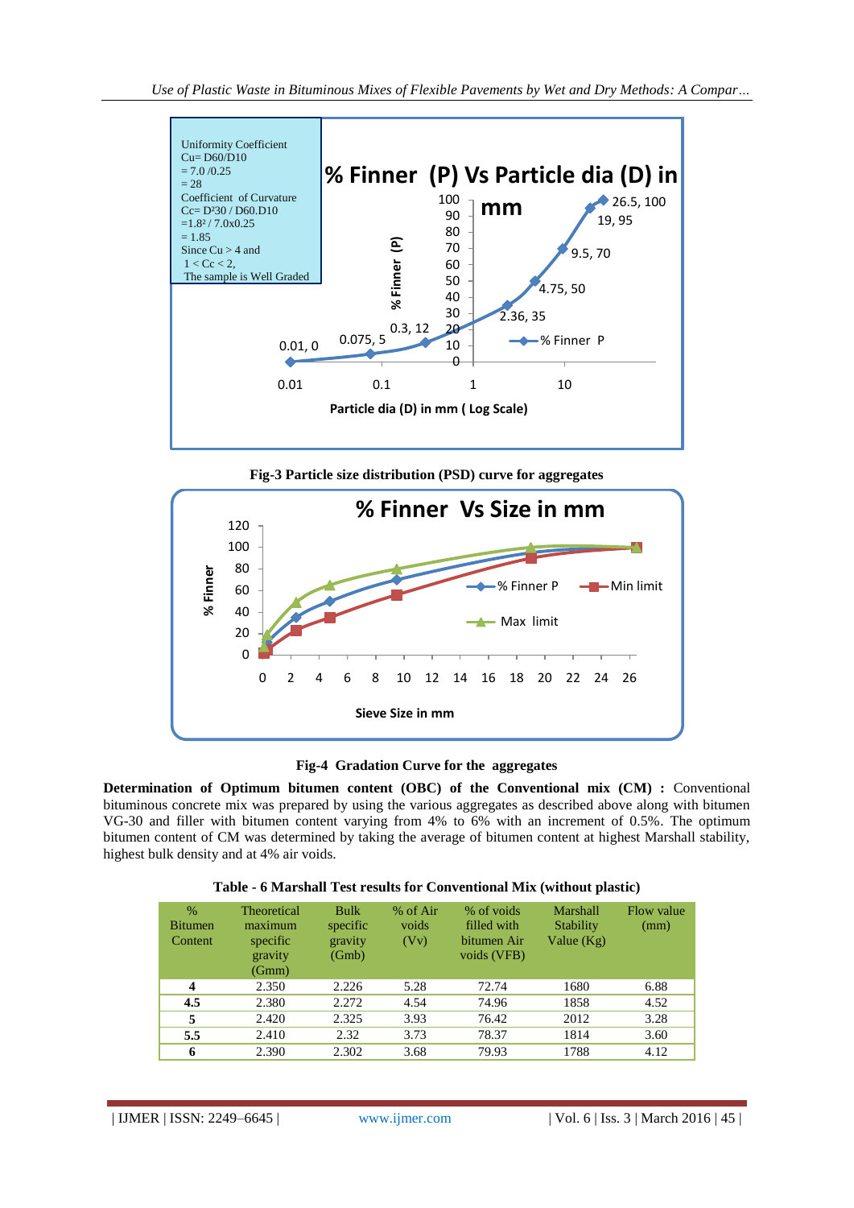Uniformity Coefficient
Cu= D60/D10
= 7.0 /0.25
= 28
Coefficient of Curvature
Cc= D²30 / D60.D10
=1.8² / 7.0x0.25
= 1.85
Since Cu > 4 and
1 < Cc < 2,
The sample is Well Graded

**Fig-3 Particle size distribution (PSD) curve for aggregates**

**Fig-4 Gradation Curve for the aggregates**

**Determination of Optimum bitumen content (OBC) of the Conventional mix (CM) :** Conventional bituminous concrete mix was prepared by using the various aggregates as described above along with bitumen VG-30 and filler with bitumen content varying from 4% to 6% with an increment of 0.5%. The optimum bitumen content of CM was determined by taking the average of bitumen content at highest Marshall stability, highest bulk density and at 4% air voids.

**Table - 6 Marshall Test results for Conventional Mix (without plastic)**

| % Bitumen Content | Theoretical maximum specific gravity (Gmm) | Bulk specific gravity (Gmb) | % of Air voids (Vv) | % of voids filled with bitumen Air voids (VFB) | Marshall Stability Value (Kg) | Flow value (mm) |
|---|---|---|---|---|---|---|
| **4** | 2.350 | 2.226 | 5.28 | 72.74 | 1680 | 6.88 |
| **4.5** | 2.380 | 2.272 | 4.54 | 74.96 | 1858 | 4.52 |
| **5** | 2.420 | 2.325 | 3.93 | 76.42 | 2012 | 3.28 |
| **5.5** | 2.410 | 2.32 | 3.73 | 78.37 | 1814 | 3.60 |
| **6** | 2.390 | 2.302 | 3.68 | 79.93 | 1788 | 4.12 |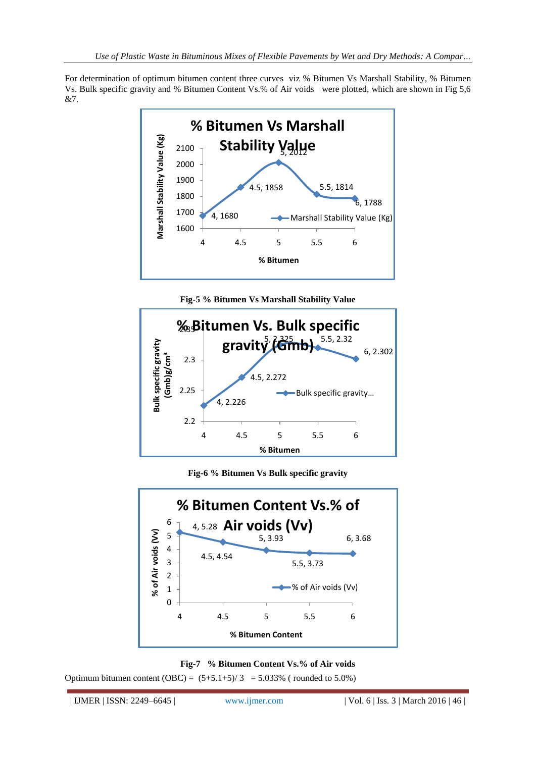For determination of optimum bitumen content three curves viz % Bitumen Vs Marshall Stability, % Bitumen Vs. Bulk specific gravity and % Bitumen Content Vs.% of Air voids were plotted, which are shown in Fig 5,6 &7.

**Fig-5 % Bitumen Vs Marshall Stability Value**

**Fig-6 % Bitumen Vs Bulk specific gravity**

**Fig-7 % Bitumen Content Vs.% of Air voids**

Optimum bitumen content (OBC) = (5+5.1+5)/ 3 = 5.033% ( rounded to 5.0%)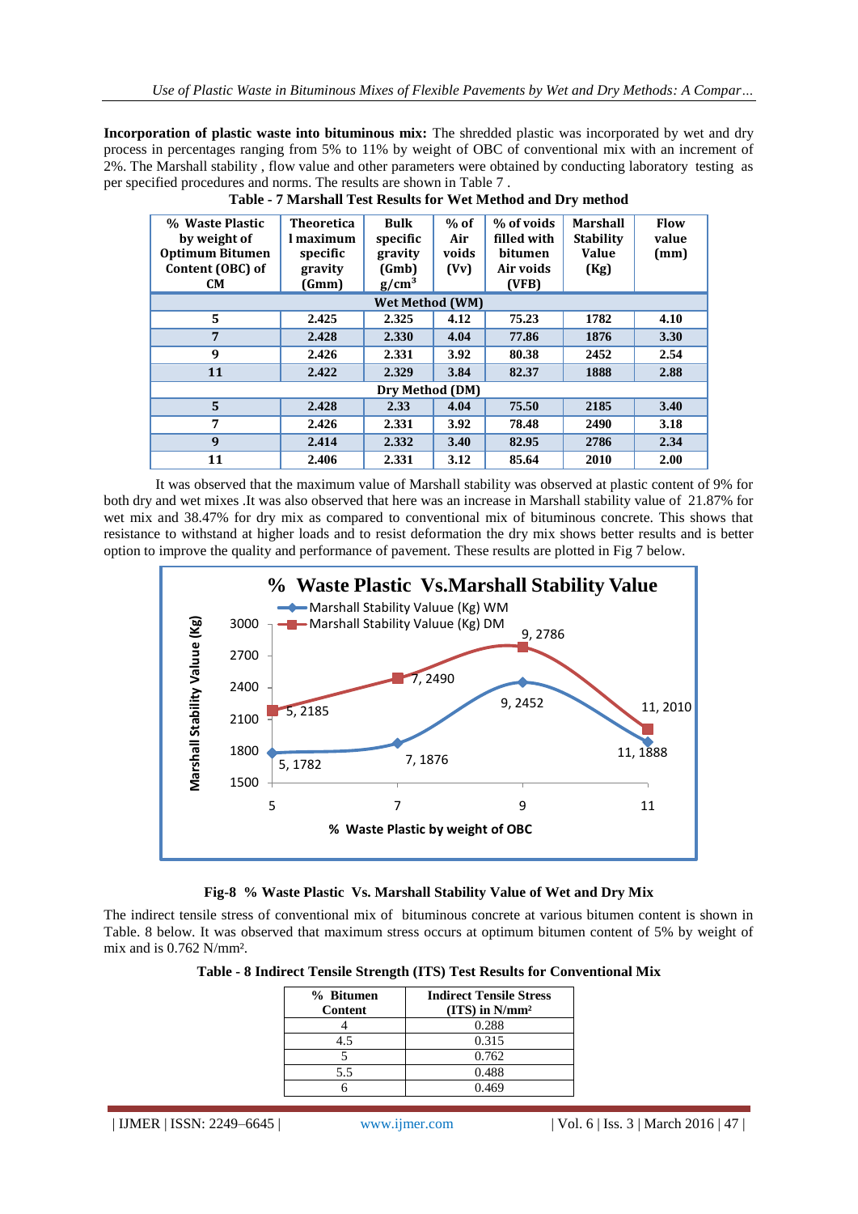**Incorporation of plastic waste into bituminous mix:** The shredded plastic was incorporated by wet and dry process in percentages ranging from 5% to 11% by weight of OBC of conventional mix with an increment of 2%. The Marshall stability , flow value and other parameters were obtained by conducting laboratory testing as per specified procedures and norms. The results are shown in Table 7 .

**Table - 7 Marshall Test Results for Wet Method and Dry method**

| % Waste Plastic by weight of Optimum Bitumen Content (OBC) of CM | Theoretical maximum specific gravity (Gmm) | Bulk specific gravity (Gmb) $g/cm^3$ | % of Air voids (Vv) | % of voids filled with bitumen Air voids (VFB) | Marshall Stability Value (Kg) | Flow value (mm) |
|---|---|---|---|---|---|---|
| **Wet Method (WM)** | | | | | | |
| 5 | 2.425 | 2.325 | 4.12 | 75.23 | 1782 | 4.10 |
| 7 | 2.428 | 2.330 | 4.04 | 77.86 | 1876 | 3.30 |
| 9 | 2.426 | 2.331 | 3.92 | 80.38 | 2452 | 2.54 |
| 11 | 2.422 | 2.329 | 3.84 | 82.37 | 1888 | 2.88 |
| **Dry Method (DM)** | | | | | | |
| 5 | 2.428 | 2.33 | 4.04 | 75.50 | 2185 | 3.40 |
| 7 | 2.426 | 2.331 | 3.92 | 78.48 | 2490 | 3.18 |
| 9 | 2.414 | 2.332 | 3.40 | 82.95 | 2786 | 2.34 |
| 11 | 2.406 | 2.331 | 3.12 | 85.64 | 2010 | 2.00 |

It was observed that the maximum value of Marshall stability was observed at plastic content of 9% for both dry and wet mixes .It was also observed that here was an increase in Marshall stability value of 21.87% for wet mix and 38.47% for dry mix as compared to conventional mix of bituminous concrete. This shows that resistance to withstand at higher loads and to resist deformation the dry mix shows better results and is better option to improve the quality and performance of pavement. These results are plotted in Fig 7 below.

**Fig-8 % Waste Plastic Vs. Marshall Stability Value of Wet and Dry Mix**

The indirect tensile stress of conventional mix of bituminous concrete at various bitumen content is shown in Table. 8 below. It was observed that maximum stress occurs at optimum bitumen content of 5% by weight of mix and is 0.762 N/mm².

**Table - 8 Indirect Tensile Strength (ITS) Test Results for Conventional Mix**

| % Bitumen Content | Indirect Tensile Stress (ITS) in N/mm² |
|---|---|
| 4 | 0.288 |
| 4.5 | 0.315 |
| 5 | 0.762 |
| 5.5 | 0.488 |
| 6 | 0.469 |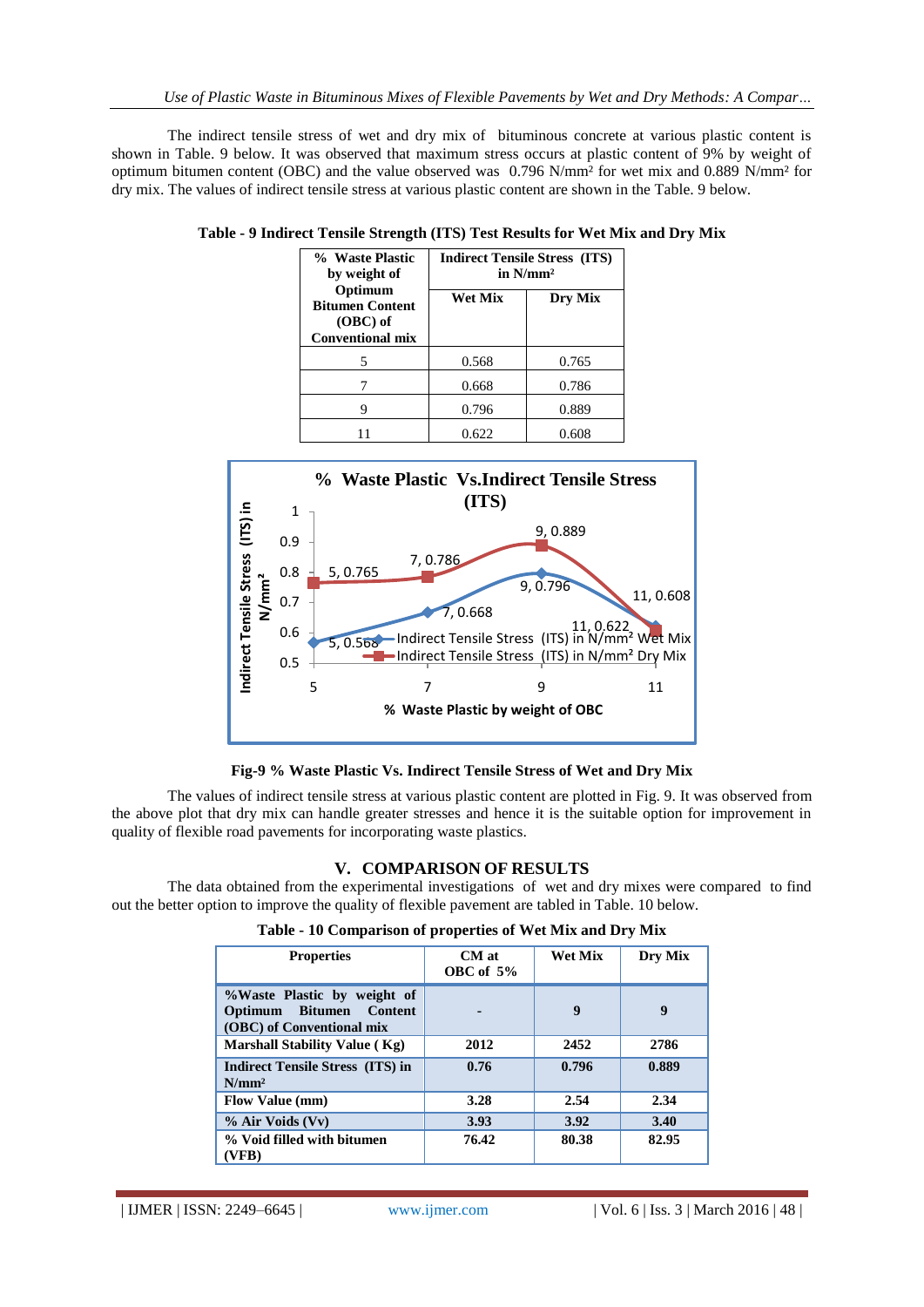The indirect tensile stress of wet and dry mix of bituminous concrete at various plastic content is shown in Table. 9 below. It was observed that maximum stress occurs at plastic content of 9% by weight of optimum bitumen content (OBC) and the value observed was 0.796 N/mm² for wet mix and 0.889 N/mm² for dry mix. The values of indirect tensile stress at various plastic content are shown in the Table. 9 below.

**Table - 9 Indirect Tensile Strength (ITS) Test Results for Wet Mix and Dry Mix**

| % Waste Plastic by weight of Optimum Bitumen Content (OBC) of Conventional mix | Indirect Tensile Stress (ITS) in N/mm² | |
|---|---|---|
| | **Wet Mix** | **Dry Mix** |
| 5 | 0.568 | 0.765 |
| 7 | 0.668 | 0.786 |
| 9 | 0.796 | 0.889 |
| 11 | 0.622 | 0.608 |

**Fig-9 % Waste Plastic Vs. Indirect Tensile Stress of Wet and Dry Mix**

The values of indirect tensile stress at various plastic content are plotted in Fig. 9. It was observed from the above plot that dry mix can handle greater stresses and hence it is the suitable option for improvement in quality of flexible road pavements for incorporating waste plastics.

## V. COMPARISON OF RESULTS

The data obtained from the experimental investigations of wet and dry mixes were compared to find out the better option to improve the quality of flexible pavement are tabled in Table. 10 below.

**Table - 10 Comparison of properties of Wet Mix and Dry Mix**

| Properties | CM at OBC of 5% | Wet Mix | Dry Mix |
|---|---|---|---|
| %Waste Plastic by weight of Optimum Bitumen Content (OBC) of Conventional mix | - | 9 | 9 |
| Marshall Stability Value ( Kg) | 2012 | 2452 | 2786 |
| Indirect Tensile Stress (ITS) in N/mm² | 0.76 | 0.796 | 0.889 |
| Flow Value (mm) | 3.28 | 2.54 | 2.34 |
| % Air Voids (Vv) | 3.93 | 3.92 | 3.40 |
| % Void filled with bitumen (VFB) | 76.42 | 80.38 | 82.95 |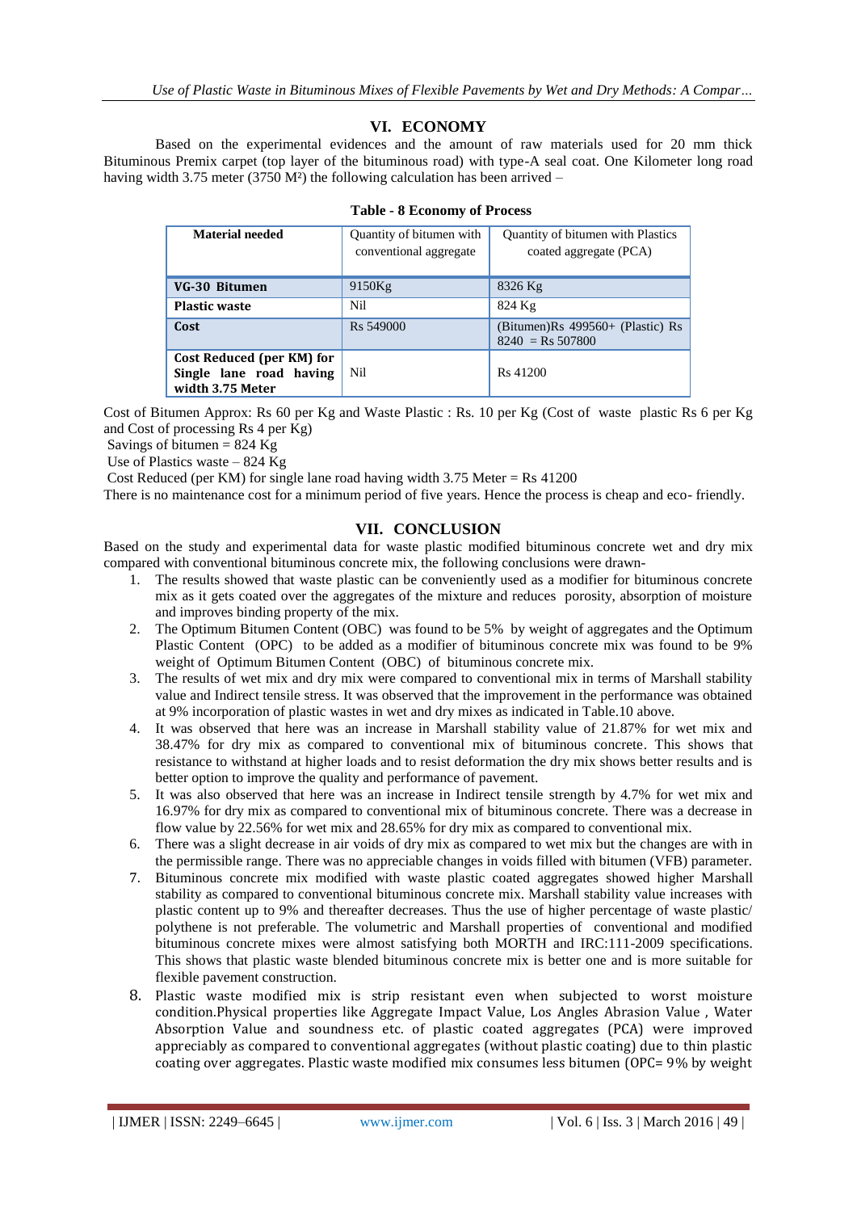## VI. ECONOMY

Based on the experimental evidences and the amount of raw materials used for 20 mm thick Bituminous Premix carpet (top layer of the bituminous road) with type-A seal coat. One Kilometer long road having width 3.75 meter (3750 M²) the following calculation has been arrived –

**Table - 8 Economy of Process**

| Material needed | Quantity of bitumen with conventional aggregate | Quantity of bitumen with Plastics coated aggregate (PCA) |
|---|---|---|
| **VG-30 Bitumen** | 9150Kg | 8326 Kg |
| **Plastic waste** | Nil | 824 Kg |
| **Cost** | Rs 549000 | (Bitumen)Rs 499560+ (Plastic) Rs 8240 = Rs 507800 |
| **Cost Reduced (per KM) for Single lane road having width 3.75 Meter** | Nil | Rs 41200 |

Cost of Bitumen Approx: Rs 60 per Kg and Waste Plastic : Rs. 10 per Kg (Cost of waste plastic Rs 6 per Kg and Cost of processing Rs 4 per Kg)

Savings of bitumen = 824 Kg

Use of Plastics waste – 824 Kg

Cost Reduced (per KM) for single lane road having width 3.75 Meter = Rs 41200

There is no maintenance cost for a minimum period of five years. Hence the process is cheap and eco- friendly.

## VII. CONCLUSION

Based on the study and experimental data for waste plastic modified bituminous concrete wet and dry mix compared with conventional bituminous concrete mix, the following conclusions were drawn-

1. The results showed that waste plastic can be conveniently used as a modifier for bituminous concrete mix as it gets coated over the aggregates of the mixture and reduces porosity, absorption of moisture and improves binding property of the mix.
2. The Optimum Bitumen Content (OBC) was found to be 5% by weight of aggregates and the Optimum Plastic Content (OPC) to be added as a modifier of bituminous concrete mix was found to be 9% weight of Optimum Bitumen Content (OBC) of bituminous concrete mix.
3. The results of wet mix and dry mix were compared to conventional mix in terms of Marshall stability value and Indirect tensile stress. It was observed that the improvement in the performance was obtained at 9% incorporation of plastic wastes in wet and dry mixes as indicated in Table.10 above.
4. It was observed that here was an increase in Marshall stability value of 21.87% for wet mix and 38.47% for dry mix as compared to conventional mix of bituminous concrete. This shows that resistance to withstand at higher loads and to resist deformation the dry mix shows better results and is better option to improve the quality and performance of pavement.
5. It was also observed that here was an increase in Indirect tensile strength by 4.7% for wet mix and 16.97% for dry mix as compared to conventional mix of bituminous concrete. There was a decrease in flow value by 22.56% for wet mix and 28.65% for dry mix as compared to conventional mix.
6. There was a slight decrease in air voids of dry mix as compared to wet mix but the changes are with in the permissible range. There was no appreciable changes in voids filled with bitumen (VFB) parameter.
7. Bituminous concrete mix modified with waste plastic coated aggregates showed higher Marshall stability as compared to conventional bituminous concrete mix. Marshall stability value increases with plastic content up to 9% and thereafter decreases. Thus the use of higher percentage of waste plastic/ polythene is not preferable. The volumetric and Marshall properties of conventional and modified bituminous concrete mixes were almost satisfying both MORTH and IRC:111-2009 specifications. This shows that plastic waste blended bituminous concrete mix is better one and is more suitable for flexible pavement construction.
8. Plastic waste modified mix is strip resistant even when subjected to worst moisture condition.Physical properties like Aggregate Impact Value, Los Angles Abrasion Value , Water Absorption Value and soundness etc. of plastic coated aggregates (PCA) were improved appreciably as compared to conventional aggregates (without plastic coating) due to thin plastic coating over aggregates. Plastic waste modified mix consumes less bitumen (OPC= 9% by weight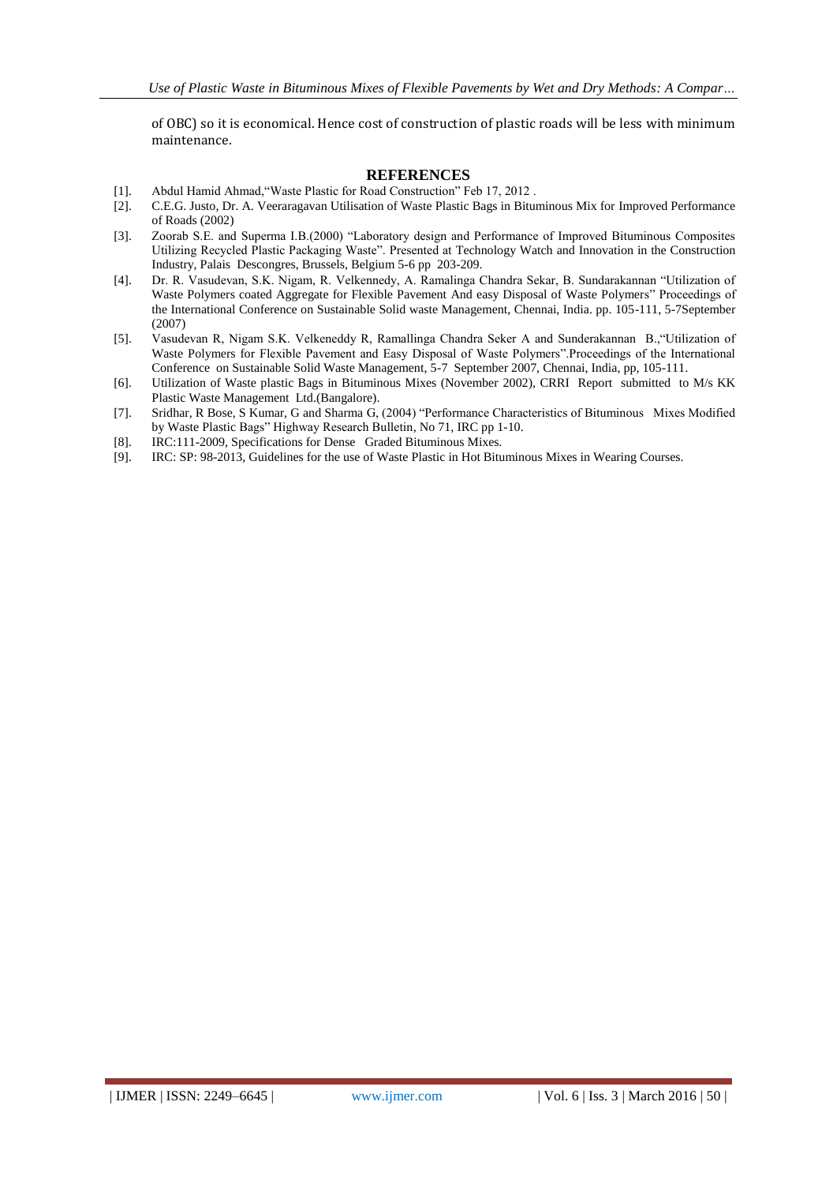of OBC) so it is economical. Hence cost of construction of plastic roads will be less with minimum maintenance.

## REFERENCES

[1]. Abdul Hamid Ahmad,"Waste Plastic for Road Construction" Feb 17, 2012 .

[2]. C.E.G. Justo, Dr. A. Veeraragavan Utilisation of Waste Plastic Bags in Bituminous Mix for Improved Performance of Roads (2002)

[3]. Zoorab S.E. and Superma I.B.(2000) "Laboratory design and Performance of Improved Bituminous Composites Utilizing Recycled Plastic Packaging Waste". Presented at Technology Watch and Innovation in the Construction Industry, Palais Descongres, Brussels, Belgium 5-6 pp 203-209.

[4]. Dr. R. Vasudevan, S.K. Nigam, R. Velkennedy, A. Ramalinga Chandra Sekar, B. Sundarakannan "Utilization of Waste Polymers coated Aggregate for Flexible Pavement And easy Disposal of Waste Polymers" Proceedings of the International Conference on Sustainable Solid waste Management, Chennai, India. pp. 105-111, 5-7September (2007)

[5]. Vasudevan R, Nigam S.K. Velkeneddy R, Ramallinga Chandra Seker A and Sunderakannan B.,"Utilization of Waste Polymers for Flexible Pavement and Easy Disposal of Waste Polymers".Proceedings of the International Conference on Sustainable Solid Waste Management, 5-7 September 2007, Chennai, India, pp, 105-111.

[6]. Utilization of Waste plastic Bags in Bituminous Mixes (November 2002), CRRI Report submitted to M/s KK Plastic Waste Management Ltd.(Bangalore).

[7]. Sridhar, R Bose, S Kumar, G and Sharma G, (2004) "Performance Characteristics of Bituminous Mixes Modified by Waste Plastic Bags" Highway Research Bulletin, No 71, IRC pp 1-10.

[8]. IRC:111-2009, Specifications for Dense Graded Bituminous Mixes.

[9]. IRC: SP: 98-2013, Guidelines for the use of Waste Plastic in Hot Bituminous Mixes in Wearing Courses.